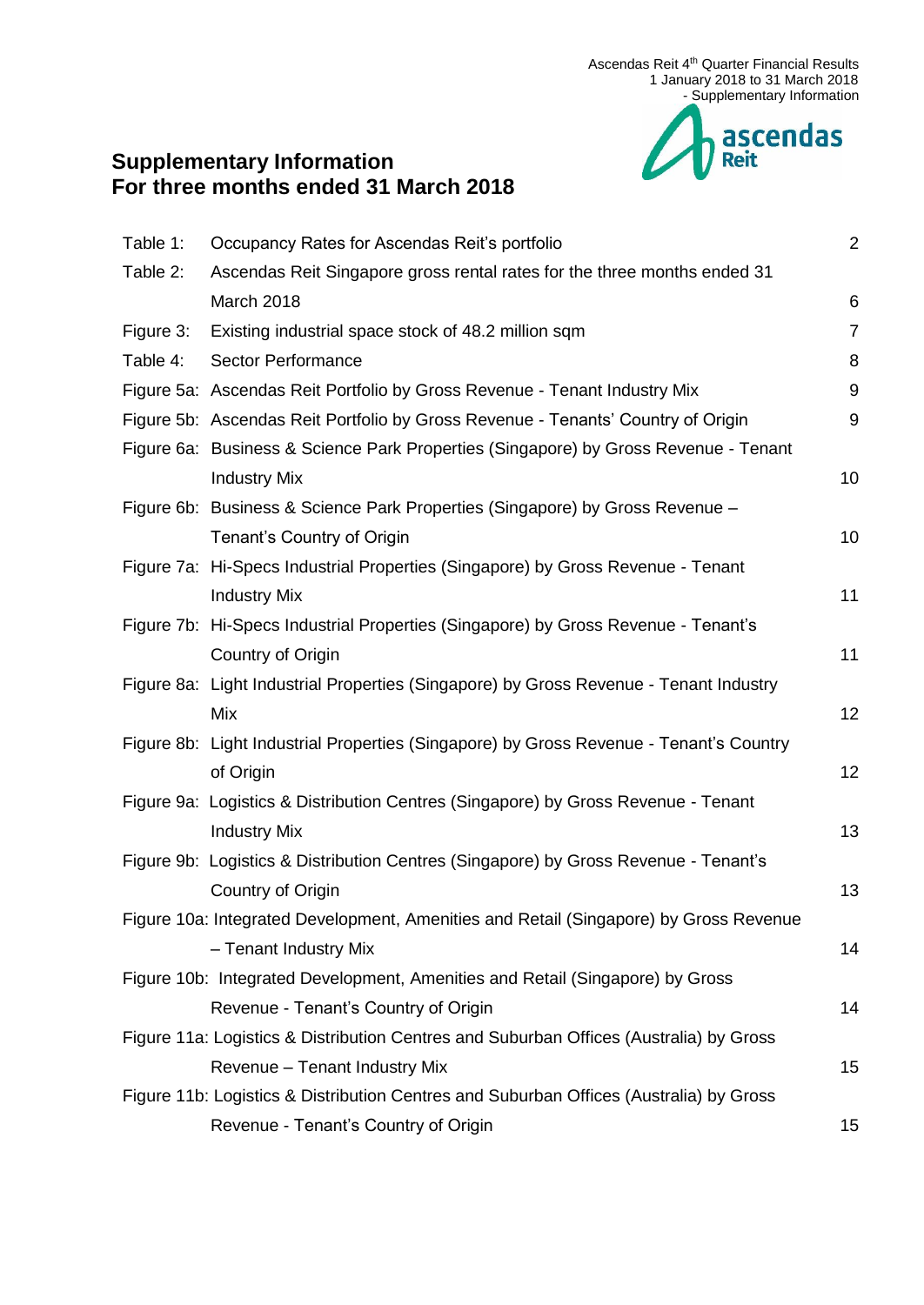# Supplementary Information
# For three months ended 31 March 2018

| | | |
|---|---|---|
| Table 1: | Occupancy Rates for Ascendas Reit's portfolio | 2 |
| Table 2: | Ascendas Reit Singapore gross rental rates for the three months ended 31 March 2018 | 6 |
| Figure 3: | Existing industrial space stock of 48.2 million sqm | 7 |
| Table 4: | Sector Performance | 8 |
| Figure 5a: | Ascendas Reit Portfolio by Gross Revenue - Tenant Industry Mix | 9 |
| Figure 5b: | Ascendas Reit Portfolio by Gross Revenue - Tenants' Country of Origin | 9 |
| Figure 6a: | Business & Science Park Properties (Singapore) by Gross Revenue - Tenant Industry Mix | 10 |
| Figure 6b: | Business & Science Park Properties (Singapore) by Gross Revenue – Tenant's Country of Origin | 10 |
| Figure 7a: | Hi-Specs Industrial Properties (Singapore) by Gross Revenue - Tenant Industry Mix | 11 |
| Figure 7b: | Hi-Specs Industrial Properties (Singapore) by Gross Revenue - Tenant's Country of Origin | 11 |
| Figure 8a: | Light Industrial Properties (Singapore) by Gross Revenue - Tenant Industry Mix | 12 |
| Figure 8b: | Light Industrial Properties (Singapore) by Gross Revenue - Tenant's Country of Origin | 12 |
| Figure 9a: | Logistics & Distribution Centres (Singapore) by Gross Revenue - Tenant Industry Mix | 13 |
| Figure 9b: | Logistics & Distribution Centres (Singapore) by Gross Revenue - Tenant's Country of Origin | 13 |
| Figure 10a: | Integrated Development, Amenities and Retail (Singapore) by Gross Revenue – Tenant Industry Mix | 14 |
| Figure 10b: | Integrated Development, Amenities and Retail (Singapore) by Gross Revenue - Tenant's Country of Origin | 14 |
| Figure 11a: | Logistics & Distribution Centres and Suburban Offices (Australia) by Gross Revenue – Tenant Industry Mix | 15 |
| Figure 11b: | Logistics & Distribution Centres and Suburban Offices (Australia) by Gross Revenue - Tenant's Country of Origin | 15 |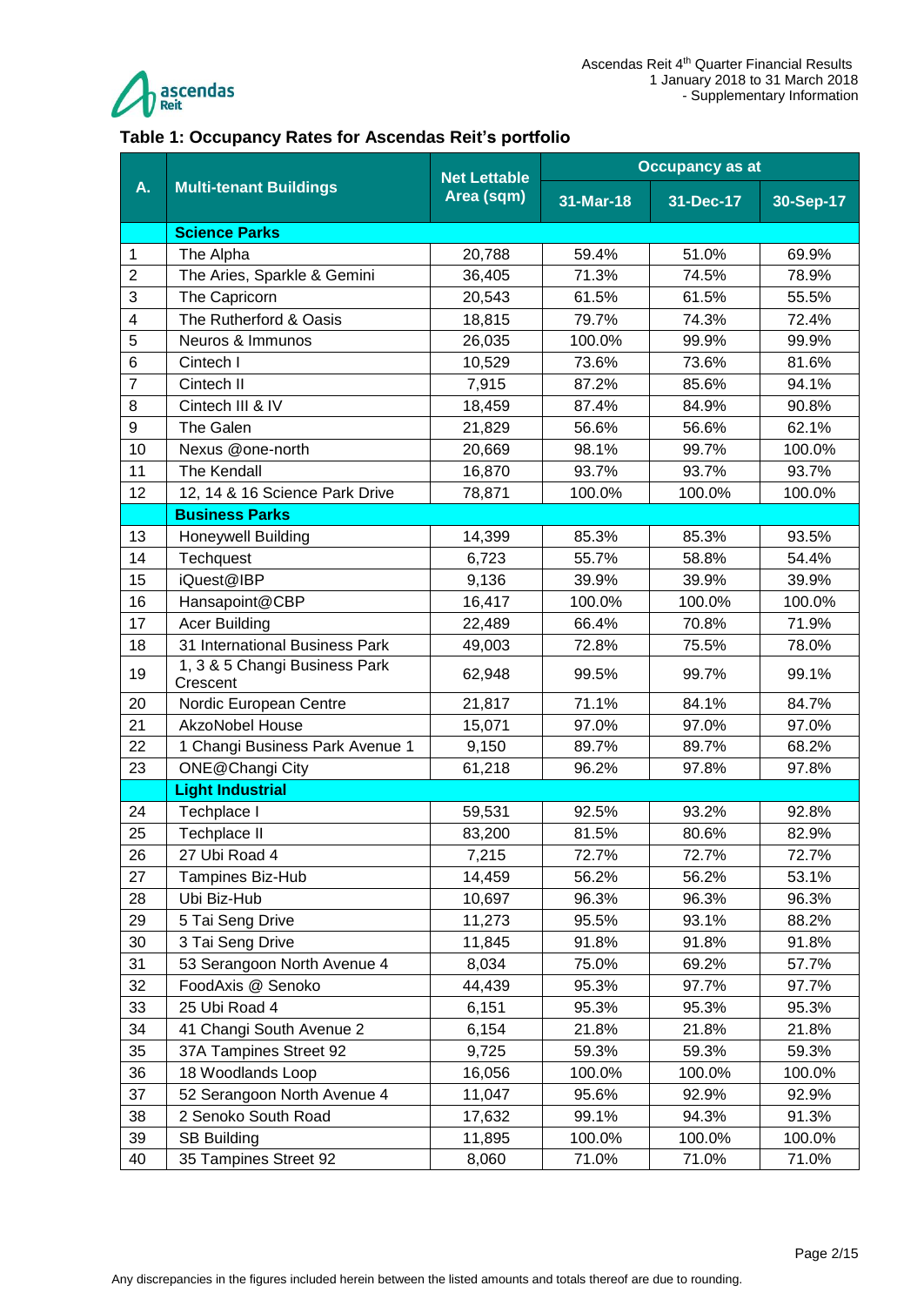### Table 1: Occupancy Rates for Ascendas Reit's portfolio

| A. | Multi-tenant Buildings | Net Lettable Area (sqm) | Occupancy as at | | |
|---|---|---|---|---|---|
| | | | 31-Mar-18 | 31-Dec-17 | 30-Sep-17 |
| | **Science Parks** | | | | |
| 1 | The Alpha | 20,788 | 59.4% | 51.0% | 69.9% |
| 2 | The Aries, Sparkle & Gemini | 36,405 | 71.3% | 74.5% | 78.9% |
| 3 | The Capricorn | 20,543 | 61.5% | 61.5% | 55.5% |
| 4 | The Rutherford & Oasis | 18,815 | 79.7% | 74.3% | 72.4% |
| 5 | Neuros & Immunos | 26,035 | 100.0% | 99.9% | 99.9% |
| 6 | Cintech I | 10,529 | 73.6% | 73.6% | 81.6% |
| 7 | Cintech II | 7,915 | 87.2% | 85.6% | 94.1% |
| 8 | Cintech III & IV | 18,459 | 87.4% | 84.9% | 90.8% |
| 9 | The Galen | 21,829 | 56.6% | 56.6% | 62.1% |
| 10 | Nexus @one-north | 20,669 | 98.1% | 99.7% | 100.0% |
| 11 | The Kendall | 16,870 | 93.7% | 93.7% | 93.7% |
| 12 | 12, 14 & 16 Science Park Drive | 78,871 | 100.0% | 100.0% | 100.0% |
| | **Business Parks** | | | | |
| 13 | Honeywell Building | 14,399 | 85.3% | 85.3% | 93.5% |
| 14 | Techquest | 6,723 | 55.7% | 58.8% | 54.4% |
| 15 | iQuest@IBP | 9,136 | 39.9% | 39.9% | 39.9% |
| 16 | Hansapoint@CBP | 16,417 | 100.0% | 100.0% | 100.0% |
| 17 | Acer Building | 22,489 | 66.4% | 70.8% | 71.9% |
| 18 | 31 International Business Park | 49,003 | 72.8% | 75.5% | 78.0% |
| 19 | 1, 3 & 5 Changi Business Park Crescent | 62,948 | 99.5% | 99.7% | 99.1% |
| 20 | Nordic European Centre | 21,817 | 71.1% | 84.1% | 84.7% |
| 21 | AkzoNobel House | 15,071 | 97.0% | 97.0% | 97.0% |
| 22 | 1 Changi Business Park Avenue 1 | 9,150 | 89.7% | 89.7% | 68.2% |
| 23 | ONE@Changi City | 61,218 | 96.2% | 97.8% | 97.8% |
| | **Light Industrial** | | | | |
| 24 | Techplace I | 59,531 | 92.5% | 93.2% | 92.8% |
| 25 | Techplace II | 83,200 | 81.5% | 80.6% | 82.9% |
| 26 | 27 Ubi Road 4 | 7,215 | 72.7% | 72.7% | 72.7% |
| 27 | Tampines Biz-Hub | 14,459 | 56.2% | 56.2% | 53.1% |
| 28 | Ubi Biz-Hub | 10,697 | 96.3% | 96.3% | 96.3% |
| 29 | 5 Tai Seng Drive | 11,273 | 95.5% | 93.1% | 88.2% |
| 30 | 3 Tai Seng Drive | 11,845 | 91.8% | 91.8% | 91.8% |
| 31 | 53 Serangoon North Avenue 4 | 8,034 | 75.0% | 69.2% | 57.7% |
| 32 | FoodAxis @ Senoko | 44,439 | 95.3% | 97.7% | 97.7% |
| 33 | 25 Ubi Road 4 | 6,151 | 95.3% | 95.3% | 95.3% |
| 34 | 41 Changi South Avenue 2 | 6,154 | 21.8% | 21.8% | 21.8% |
| 35 | 37A Tampines Street 92 | 9,725 | 59.3% | 59.3% | 59.3% |
| 36 | 18 Woodlands Loop | 16,056 | 100.0% | 100.0% | 100.0% |
| 37 | 52 Serangoon North Avenue 4 | 11,047 | 95.6% | 92.9% | 92.9% |
| 38 | 2 Senoko South Road | 17,632 | 99.1% | 94.3% | 91.3% |
| 39 | SB Building | 11,895 | 100.0% | 100.0% | 100.0% |
| 40 | 35 Tampines Street 92 | 8,060 | 71.0% | 71.0% | 71.0% |

Any discrepancies in the figures included herein between the listed amounts and totals thereof are due to rounding.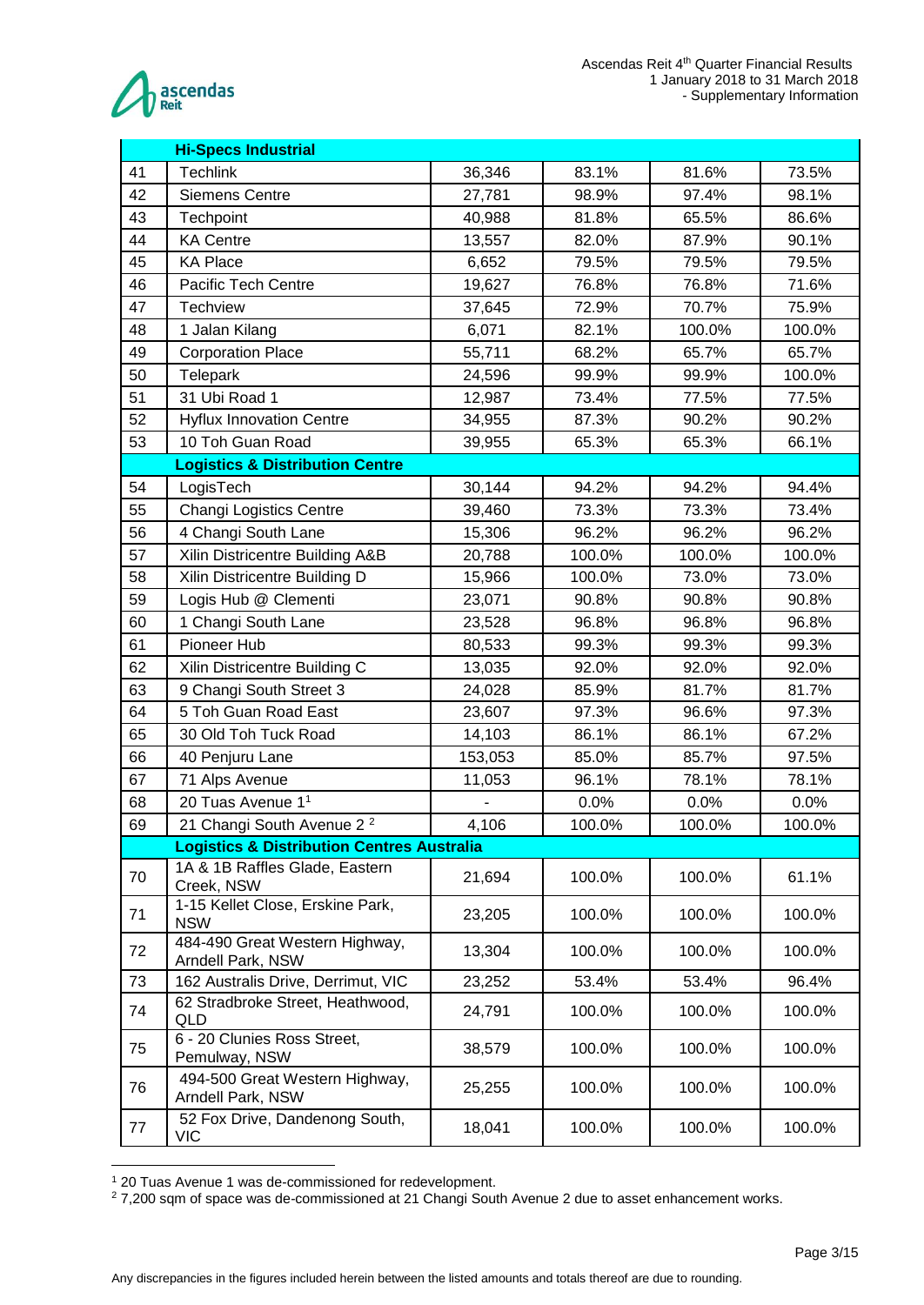| | Hi-Specs Industrial | | | | |
|---|---|---|---|---|---|
| 41 | Techlink | 36,346 | 83.1% | 81.6% | 73.5% |
| 42 | Siemens Centre | 27,781 | 98.9% | 97.4% | 98.1% |
| 43 | Techpoint | 40,988 | 81.8% | 65.5% | 86.6% |
| 44 | KA Centre | 13,557 | 82.0% | 87.9% | 90.1% |
| 45 | KA Place | 6,652 | 79.5% | 79.5% | 79.5% |
| 46 | Pacific Tech Centre | 19,627 | 76.8% | 76.8% | 71.6% |
| 47 | Techview | 37,645 | 72.9% | 70.7% | 75.9% |
| 48 | 1 Jalan Kilang | 6,071 | 82.1% | 100.0% | 100.0% |
| 49 | Corporation Place | 55,711 | 68.2% | 65.7% | 65.7% |
| 50 | Telepark | 24,596 | 99.9% | 99.9% | 100.0% |
| 51 | 31 Ubi Road 1 | 12,987 | 73.4% | 77.5% | 77.5% |
| 52 | Hyflux Innovation Centre | 34,955 | 87.3% | 90.2% | 90.2% |
| 53 | 10 Toh Guan Road | 39,955 | 65.3% | 65.3% | 66.1% |
| | **Logistics & Distribution Centre** | | | | |
| 54 | LogisTech | 30,144 | 94.2% | 94.2% | 94.4% |
| 55 | Changi Logistics Centre | 39,460 | 73.3% | 73.3% | 73.4% |
| 56 | 4 Changi South Lane | 15,306 | 96.2% | 96.2% | 96.2% |
| 57 | Xilin Districentre Building A&B | 20,788 | 100.0% | 100.0% | 100.0% |
| 58 | Xilin Districentre Building D | 15,966 | 100.0% | 73.0% | 73.0% |
| 59 | Logis Hub @ Clementi | 23,071 | 90.8% | 90.8% | 90.8% |
| 60 | 1 Changi South Lane | 23,528 | 96.8% | 96.8% | 96.8% |
| 61 | Pioneer Hub | 80,533 | 99.3% | 99.3% | 99.3% |
| 62 | Xilin Districentre Building C | 13,035 | 92.0% | 92.0% | 92.0% |
| 63 | 9 Changi South Street 3 | 24,028 | 85.9% | 81.7% | 81.7% |
| 64 | 5 Toh Guan Road East | 23,607 | 97.3% | 96.6% | 97.3% |
| 65 | 30 Old Toh Tuck Road | 14,103 | 86.1% | 86.1% | 67.2% |
| 66 | 40 Penjuru Lane | 153,053 | 85.0% | 85.7% | 97.5% |
| 67 | 71 Alps Avenue | 11,053 | 96.1% | 78.1% | 78.1% |
| 68 | 20 Tuas Avenue 1[1] | - | 0.0% | 0.0% | 0.0% |
| 69 | 21 Changi South Avenue 2 [2] | 4,106 | 100.0% | 100.0% | 100.0% |
| | **Logistics & Distribution Centres Australia** | | | | |
| 70 | 1A & 1B Raffles Glade, Eastern Creek, NSW | 21,694 | 100.0% | 100.0% | 61.1% |
| 71 | 1-15 Kellet Close, Erskine Park, NSW | 23,205 | 100.0% | 100.0% | 100.0% |
| 72 | 484-490 Great Western Highway, Arndell Park, NSW | 13,304 | 100.0% | 100.0% | 100.0% |
| 73 | 162 Australis Drive, Derrimut, VIC | 23,252 | 53.4% | 53.4% | 96.4% |
| 74 | 62 Stradbroke Street, Heathwood, QLD | 24,791 | 100.0% | 100.0% | 100.0% |
| 75 | 6 - 20 Clunies Ross Street, Pemulway, NSW | 38,579 | 100.0% | 100.0% | 100.0% |
| 76 | 494-500 Great Western Highway, Arndell Park, NSW | 25,255 | 100.0% | 100.0% | 100.0% |
| 77 | 52 Fox Drive, Dandenong South, VIC | 18,041 | 100.0% | 100.0% | 100.0% |

[1] 20 Tuas Avenue 1 was de-commissioned for redevelopment.

[2] 7,200 sqm of space was de-commissioned at 21 Changi South Avenue 2 due to asset enhancement works.

Any discrepancies in the figures included herein between the listed amounts and totals thereof are due to rounding.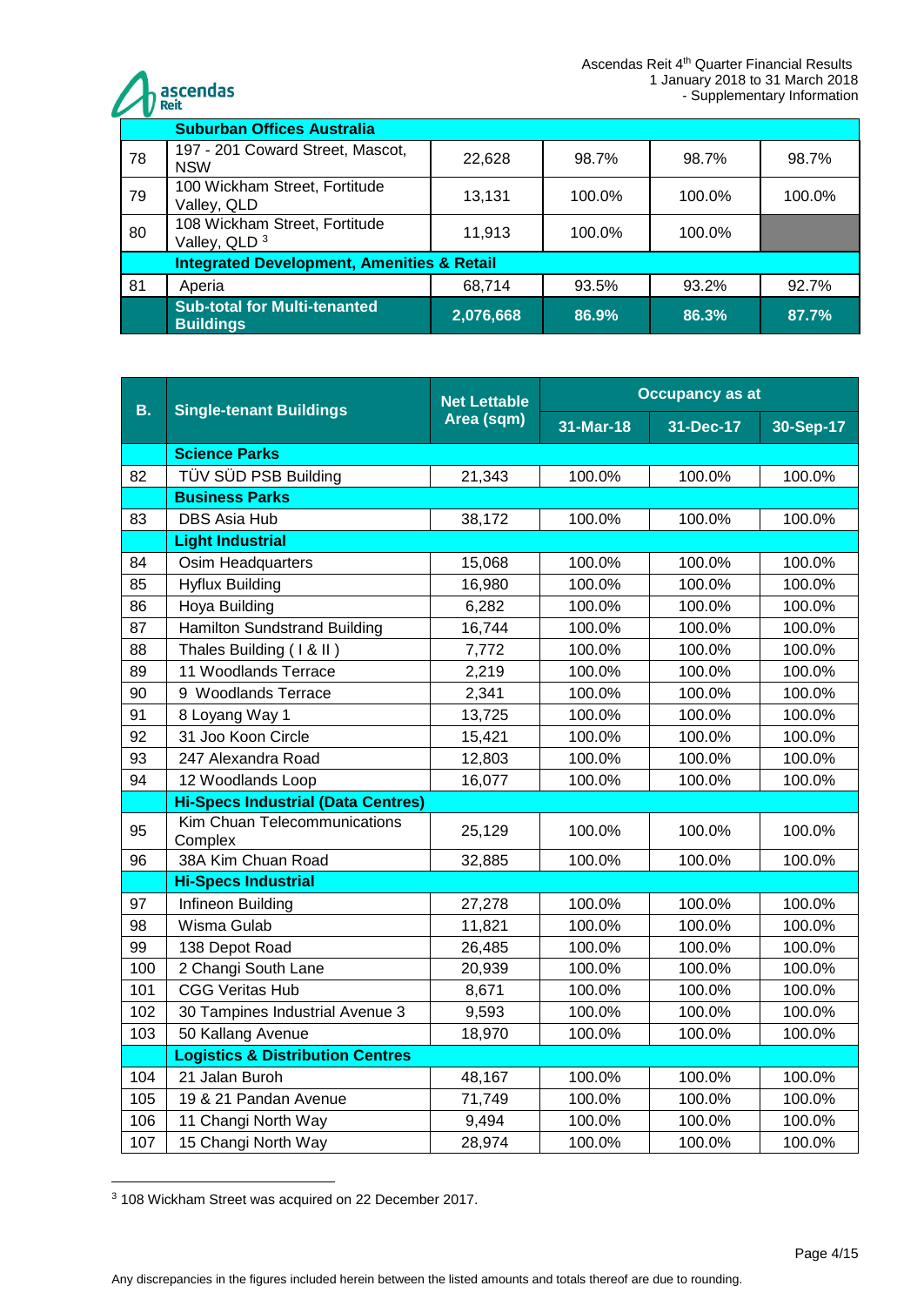| | Suburban Offices Australia | | | | |
|---|---|---|---|---|---|
| 78 | 197 - 201 Coward Street, Mascot, NSW | 22,628 | 98.7% | 98.7% | 98.7% |
| 79 | 100 Wickham Street, Fortitude Valley, QLD | 13,131 | 100.0% | 100.0% | 100.0% |
| 80 | 108 Wickham Street, Fortitude Valley, QLD [3] | 11,913 | 100.0% | 100.0% | |
| | **Integrated Development, Amenities & Retail** | | | | |
| 81 | Aperia | 68,714 | 93.5% | 93.2% | 92.7% |
| | **Sub-total for Multi-tenanted Buildings** | **2,076,668** | **86.9%** | **86.3%** | **87.7%** |

| B. | Single-tenant Buildings | Net Lettable Area (sqm) | Occupancy as at | | |
|---|---|---|---|---|---|
| | | | 31-Mar-18 | 31-Dec-17 | 30-Sep-17 |
| | **Science Parks** | | | | |
| 82 | TÜV SÜD PSB Building | 21,343 | 100.0% | 100.0% | 100.0% |
| | **Business Parks** | | | | |
| 83 | DBS Asia Hub | 38,172 | 100.0% | 100.0% | 100.0% |
| | **Light Industrial** | | | | |
| 84 | Osim Headquarters | 15,068 | 100.0% | 100.0% | 100.0% |
| 85 | Hyflux Building | 16,980 | 100.0% | 100.0% | 100.0% |
| 86 | Hoya Building | 6,282 | 100.0% | 100.0% | 100.0% |
| 87 | Hamilton Sundstrand Building | 16,744 | 100.0% | 100.0% | 100.0% |
| 88 | Thales Building ( I & II ) | 7,772 | 100.0% | 100.0% | 100.0% |
| 89 | 11 Woodlands Terrace | 2,219 | 100.0% | 100.0% | 100.0% |
| 90 | 9 Woodlands Terrace | 2,341 | 100.0% | 100.0% | 100.0% |
| 91 | 8 Loyang Way 1 | 13,725 | 100.0% | 100.0% | 100.0% |
| 92 | 31 Joo Koon Circle | 15,421 | 100.0% | 100.0% | 100.0% |
| 93 | 247 Alexandra Road | 12,803 | 100.0% | 100.0% | 100.0% |
| 94 | 12 Woodlands Loop | 16,077 | 100.0% | 100.0% | 100.0% |
| | **Hi-Specs Industrial (Data Centres)** | | | | |
| 95 | Kim Chuan Telecommunications Complex | 25,129 | 100.0% | 100.0% | 100.0% |
| 96 | 38A Kim Chuan Road | 32,885 | 100.0% | 100.0% | 100.0% |
| | **Hi-Specs Industrial** | | | | |
| 97 | Infineon Building | 27,278 | 100.0% | 100.0% | 100.0% |
| 98 | Wisma Gulab | 11,821 | 100.0% | 100.0% | 100.0% |
| 99 | 138 Depot Road | 26,485 | 100.0% | 100.0% | 100.0% |
| 100 | 2 Changi South Lane | 20,939 | 100.0% | 100.0% | 100.0% |
| 101 | CGG Veritas Hub | 8,671 | 100.0% | 100.0% | 100.0% |
| 102 | 30 Tampines Industrial Avenue 3 | 9,593 | 100.0% | 100.0% | 100.0% |
| 103 | 50 Kallang Avenue | 18,970 | 100.0% | 100.0% | 100.0% |
| | **Logistics & Distribution Centres** | | | | |
| 104 | 21 Jalan Buroh | 48,167 | 100.0% | 100.0% | 100.0% |
| 105 | 19 & 21 Pandan Avenue | 71,749 | 100.0% | 100.0% | 100.0% |
| 106 | 11 Changi North Way | 9,494 | 100.0% | 100.0% | 100.0% |
| 107 | 15 Changi North Way | 28,974 | 100.0% | 100.0% | 100.0% |

[3] 108 Wickham Street was acquired on 22 December 2017.

Any discrepancies in the figures included herein between the listed amounts and totals thereof are due to rounding.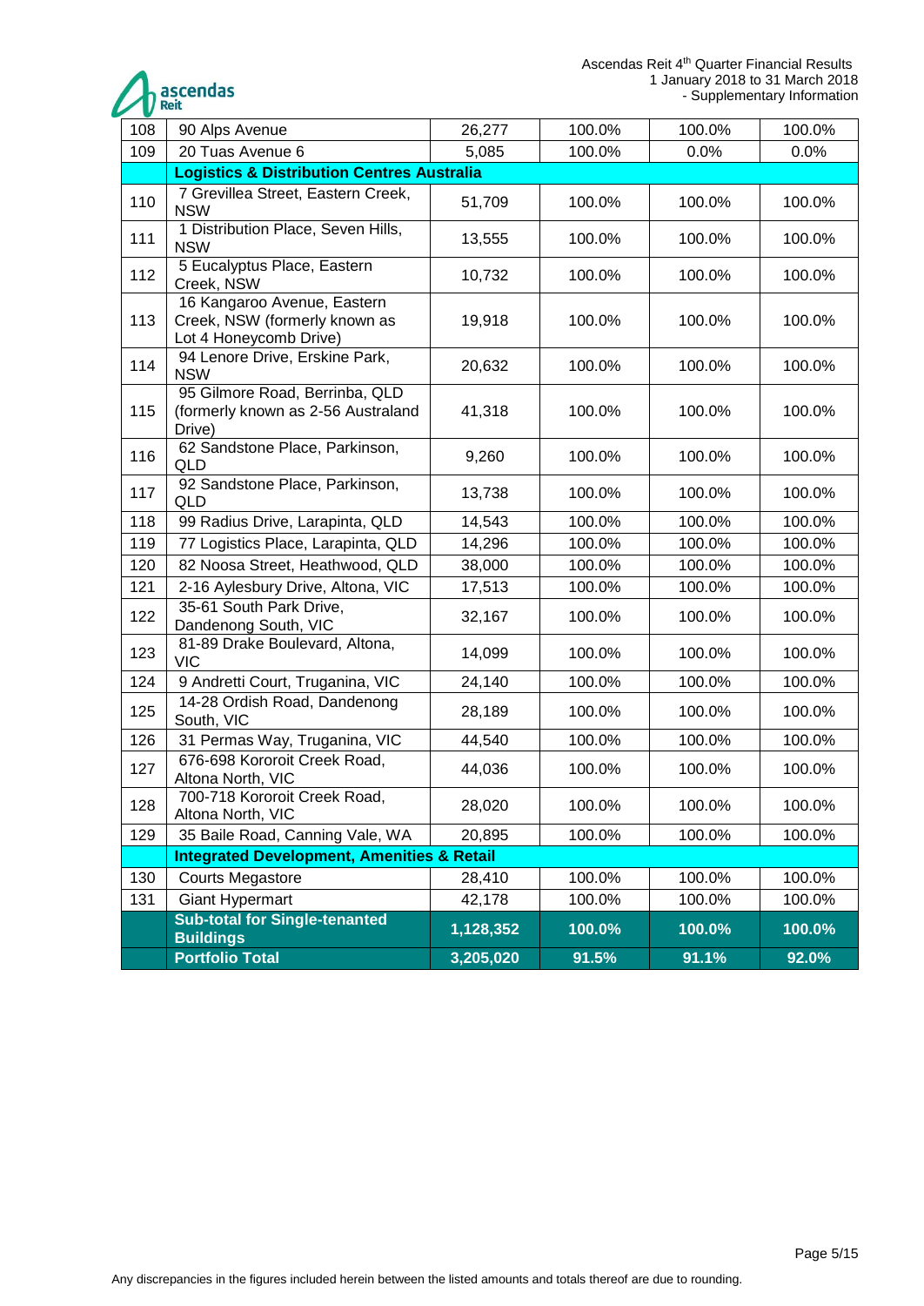| | | | | | |
|---|---|---|---|---|---|
| 108 | 90 Alps Avenue | 26,277 | 100.0% | 100.0% | 100.0% |
| 109 | 20 Tuas Avenue 6 | 5,085 | 100.0% | 0.0% | 0.0% |
| | **Logistics & Distribution Centres Australia** | | | | |
| 110 | 7 Grevillea Street, Eastern Creek, NSW | 51,709 | 100.0% | 100.0% | 100.0% |
| 111 | 1 Distribution Place, Seven Hills, NSW | 13,555 | 100.0% | 100.0% | 100.0% |
| 112 | 5 Eucalyptus Place, Eastern Creek, NSW | 10,732 | 100.0% | 100.0% | 100.0% |
| 113 | 16 Kangaroo Avenue, Eastern Creek, NSW (formerly known as Lot 4 Honeycomb Drive) | 19,918 | 100.0% | 100.0% | 100.0% |
| 114 | 94 Lenore Drive, Erskine Park, NSW | 20,632 | 100.0% | 100.0% | 100.0% |
| 115 | 95 Gilmore Road, Berrinba, QLD (formerly known as 2-56 Australand Drive) | 41,318 | 100.0% | 100.0% | 100.0% |
| 116 | 62 Sandstone Place, Parkinson, QLD | 9,260 | 100.0% | 100.0% | 100.0% |
| 117 | 92 Sandstone Place, Parkinson, QLD | 13,738 | 100.0% | 100.0% | 100.0% |
| 118 | 99 Radius Drive, Larapinta, QLD | 14,543 | 100.0% | 100.0% | 100.0% |
| 119 | 77 Logistics Place, Larapinta, QLD | 14,296 | 100.0% | 100.0% | 100.0% |
| 120 | 82 Noosa Street, Heathwood, QLD | 38,000 | 100.0% | 100.0% | 100.0% |
| 121 | 2-16 Aylesbury Drive, Altona, VIC | 17,513 | 100.0% | 100.0% | 100.0% |
| 122 | 35-61 South Park Drive, Dandenong South, VIC | 32,167 | 100.0% | 100.0% | 100.0% |
| 123 | 81-89 Drake Boulevard, Altona, VIC | 14,099 | 100.0% | 100.0% | 100.0% |
| 124 | 9 Andretti Court, Truganina, VIC | 24,140 | 100.0% | 100.0% | 100.0% |
| 125 | 14-28 Ordish Road, Dandenong South, VIC | 28,189 | 100.0% | 100.0% | 100.0% |
| 126 | 31 Permas Way, Truganina, VIC | 44,540 | 100.0% | 100.0% | 100.0% |
| 127 | 676-698 Kororoit Creek Road, Altona North, VIC | 44,036 | 100.0% | 100.0% | 100.0% |
| 128 | 700-718 Kororoit Creek Road, Altona North, VIC | 28,020 | 100.0% | 100.0% | 100.0% |
| 129 | 35 Baile Road, Canning Vale, WA | 20,895 | 100.0% | 100.0% | 100.0% |
| | **Integrated Development, Amenities & Retail** | | | | |
| 130 | Courts Megastore | 28,410 | 100.0% | 100.0% | 100.0% |
| 131 | Giant Hypermart | 42,178 | 100.0% | 100.0% | 100.0% |
| | **Sub-total for Single-tenanted Buildings** | **1,128,352** | **100.0%** | **100.0%** | **100.0%** |
| | **Portfolio Total** | **3,205,020** | **91.5%** | **91.1%** | **92.0%** |

Any discrepancies in the figures included herein between the listed amounts and totals thereof are due to rounding.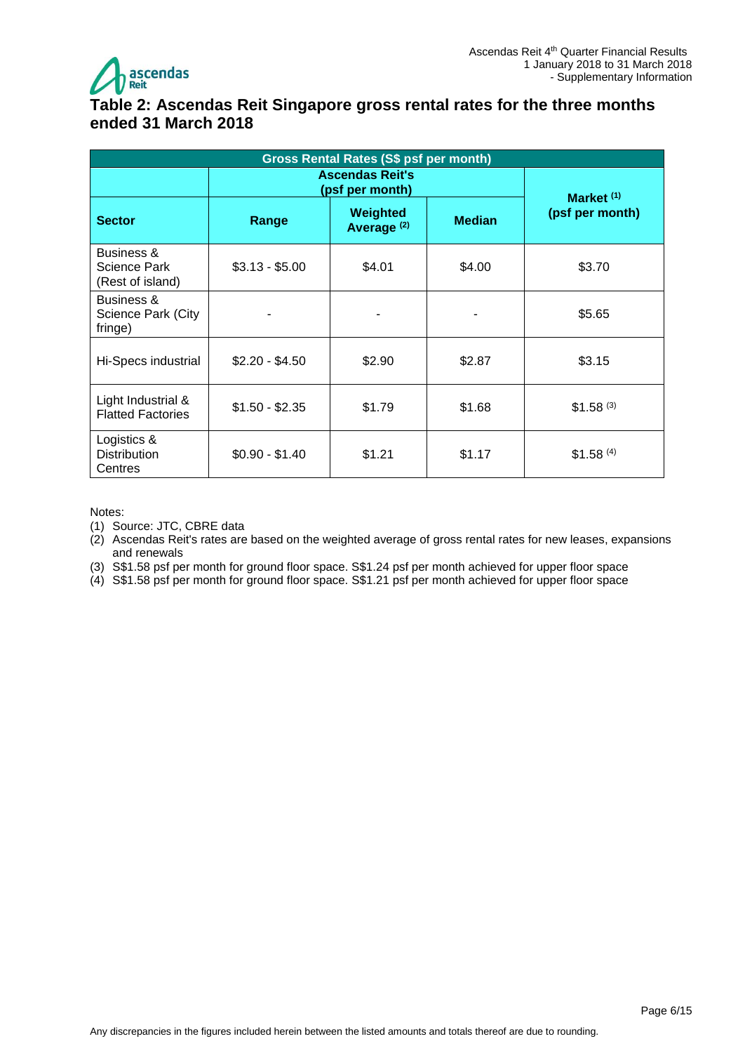## Table 2: Ascendas Reit Singapore gross rental rates for the three months ended 31 March 2018

| Gross Rental Rates (S$ psf per month) | | | | |
|---|---|---|---|---|
| | Ascendas Reit's (psf per month) | | | Market [1] (psf per month) |
| **Sector** | **Range** | **Weighted Average [2]** | **Median** | |
| Business & Science Park (Rest of island) | $3.13 - $5.00 | $4.01 | $4.00 | $3.70 |
| Business & Science Park (City fringe) | - | - | - | $5.65 |
| Hi-Specs industrial | $2.20 - $4.50 | $2.90 | $2.87 | $3.15 |
| Light Industrial & Flatted Factories | $1.50 - $2.35 | $1.79 | $1.68 | $1.58 [3] |
| Logistics & Distribution Centres | $0.90 - $1.40 | $1.21 | $1.17 | $1.58 [4] |

Notes:

(1) Source: JTC, CBRE data

(2) Ascendas Reit's rates are based on the weighted average of gross rental rates for new leases, expansions and renewals

(3) S$1.58 psf per month for ground floor space. S$1.24 psf per month achieved for upper floor space

(4) S$1.58 psf per month for ground floor space. S$1.21 psf per month achieved for upper floor space

Any discrepancies in the figures included herein between the listed amounts and totals thereof are due to rounding.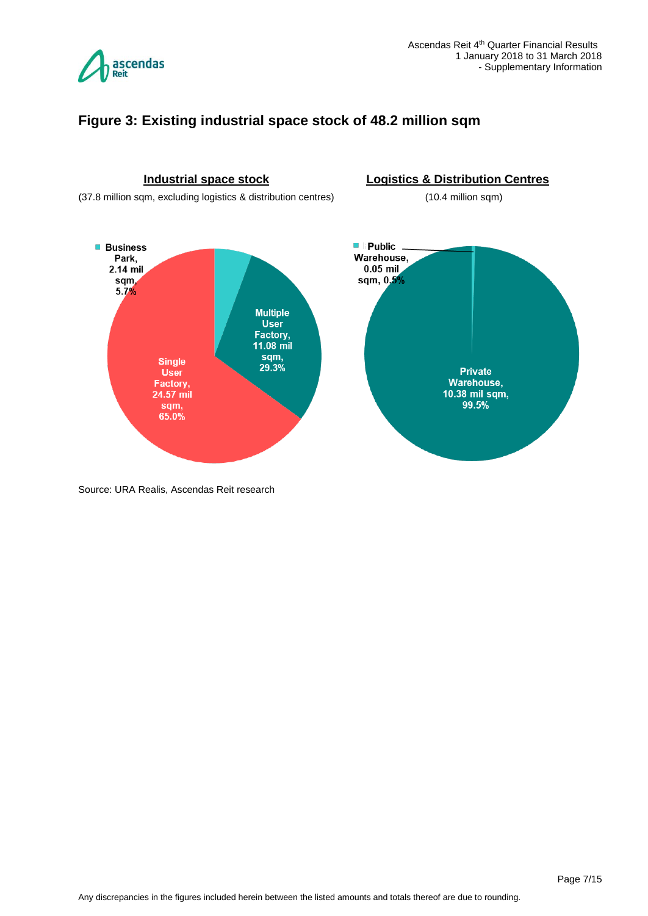## Figure 3: Existing industrial space stock of 48.2 million sqm

**Industrial space stock**

(37.8 million sqm, excluding logistics & distribution centres)

- Business Park, 2.14 mil sqm, 5.7%
- Multiple User Factory, 11.08 mil sqm, 29.3%
- Single User Factory, 24.57 mil sqm, 65.0%

**Logistics & Distribution Centres**

(10.4 million sqm)

- Public Warehouse, 0.05 mil sqm, 0.5%
- Private Warehouse, 10.38 mil sqm, 99.5%

Source: URA Realis, Ascendas Reit research

Any discrepancies in the figures included herein between the listed amounts and totals thereof are due to rounding.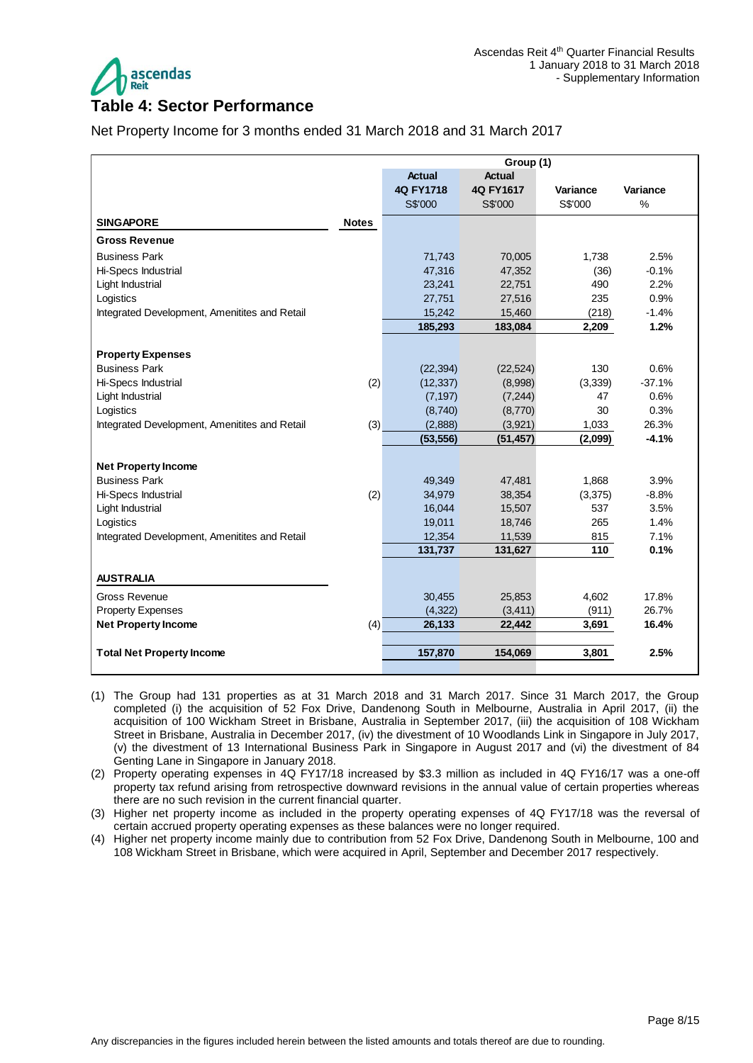## Table 4: Sector Performance

Net Property Income for 3 months ended 31 March 2018 and 31 March 2017

| | | Group (1) | | | |
|---|---|---|---|---|---|
| | | Actual 4Q FY1718 S$'000 | Actual 4Q FY1617 S$'000 | Variance S$'000 | Variance % |
| **SINGAPORE** | **Notes** | | | | |
| **Gross Revenue** | | | | | |
| Business Park | | 71,743 | 70,005 | 1,738 | 2.5% |
| Hi-Specs Industrial | | 47,316 | 47,352 | (36) | -0.1% |
| Light Industrial | | 23,241 | 22,751 | 490 | 2.2% |
| Logistics | | 27,751 | 27,516 | 235 | 0.9% |
| Integrated Development, Amenitites and Retail | | 15,242 | 15,460 | (218) | -1.4% |
| | | **185,293** | **183,084** | **2,209** | **1.2%** |
| **Property Expenses** | | | | | |
| Business Park | | (22,394) | (22,524) | 130 | 0.6% |
| Hi-Specs Industrial | (2) | (12,337) | (8,998) | (3,339) | -37.1% |
| Light Industrial | | (7,197) | (7,244) | 47 | 0.6% |
| Logistics | | (8,740) | (8,770) | 30 | 0.3% |
| Integrated Development, Amenitites and Retail | (3) | (2,888) | (3,921) | 1,033 | 26.3% |
| | | **(53,556)** | **(51,457)** | **(2,099)** | **-4.1%** |
| **Net Property Income** | | | | | |
| Business Park | | 49,349 | 47,481 | 1,868 | 3.9% |
| Hi-Specs Industrial | (2) | 34,979 | 38,354 | (3,375) | -8.8% |
| Light Industrial | | 16,044 | 15,507 | 537 | 3.5% |
| Logistics | | 19,011 | 18,746 | 265 | 1.4% |
| Integrated Development, Amenitites and Retail | | 12,354 | 11,539 | 815 | 7.1% |
| | | **131,737** | **131,627** | **110** | **0.1%** |
| **AUSTRALIA** | | | | | |
| Gross Revenue | | 30,455 | 25,853 | 4,602 | 17.8% |
| Property Expenses | | (4,322) | (3,411) | (911) | 26.7% |
| **Net Property Income** | (4) | **26,133** | **22,442** | **3,691** | **16.4%** |
| **Total Net Property Income** | | **157,870** | **154,069** | **3,801** | **2.5%** |

(1) The Group had 131 properties as at 31 March 2018 and 31 March 2017. Since 31 March 2017, the Group completed (i) the acquisition of 52 Fox Drive, Dandenong South in Melbourne, Australia in April 2017, (ii) the acquisition of 100 Wickham Street in Brisbane, Australia in September 2017, (iii) the acquisition of 108 Wickham Street in Brisbane, Australia in December 2017, (iv) the divestment of 10 Woodlands Link in Singapore in July 2017, (v) the divestment of 13 International Business Park in Singapore in August 2017 and (vi) the divestment of 84 Genting Lane in Singapore in January 2018.

(2) Property operating expenses in 4Q FY17/18 increased by $3.3 million as included in 4Q FY16/17 was a one-off property tax refund arising from retrospective downward revisions in the annual value of certain properties whereas there are no such revision in the current financial quarter.

(3) Higher net property income as included in the property operating expenses of 4Q FY17/18 was the reversal of certain accrued property operating expenses as these balances were no longer required.

(4) Higher net property income mainly due to contribution from 52 Fox Drive, Dandenong South in Melbourne, 100 and 108 Wickham Street in Brisbane, which were acquired in April, September and December 2017 respectively.

Any discrepancies in the figures included herein between the listed amounts and totals thereof are due to rounding.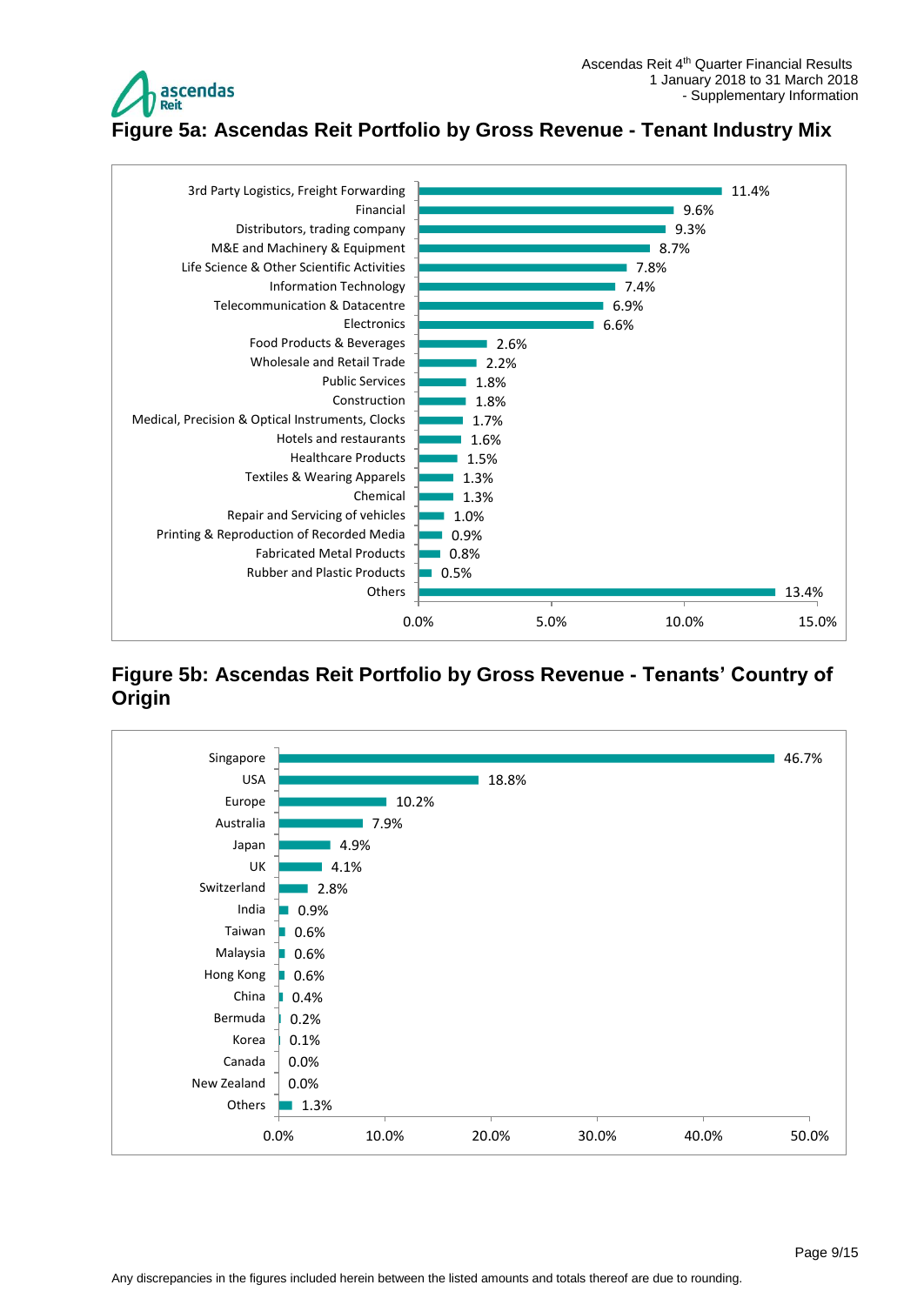# Figure 5a: Ascendas Reit Portfolio by Gross Revenue - Tenant Industry Mix

| Tenant Industry | % of Gross Revenue |
|---|---|
| 3rd Party Logistics, Freight Forwarding | 11.4% |
| Financial | 9.6% |
| Distributors, trading company | 9.3% |
| M&E and Machinery & Equipment | 8.7% |
| Life Science & Other Scientific Activities | 7.8% |
| Information Technology | 7.4% |
| Telecommunication & Datacentre | 6.9% |
| Electronics | 6.6% |
| Food Products & Beverages | 2.6% |
| Wholesale and Retail Trade | 2.2% |
| Public Services | 1.8% |
| Construction | 1.8% |
| Medical, Precision & Optical Instruments, Clocks | 1.7% |
| Hotels and restaurants | 1.6% |
| Healthcare Products | 1.5% |
| Textiles & Wearing Apparels | 1.3% |
| Chemical | 1.3% |
| Repair and Servicing of vehicles | 1.0% |
| Printing & Reproduction of Recorded Media | 0.9% |
| Fabricated Metal Products | 0.8% |
| Rubber and Plastic Products | 0.5% |
| Others | 13.4% |

# Figure 5b: Ascendas Reit Portfolio by Gross Revenue - Tenants' Country of Origin

| Country of Origin | % of Gross Revenue |
|---|---|
| Singapore | 46.7% |
| USA | 18.8% |
| Europe | 10.2% |
| Australia | 7.9% |
| Japan | 4.9% |
| UK | 4.1% |
| Switzerland | 2.8% |
| India | 0.9% |
| Taiwan | 0.6% |
| Malaysia | 0.6% |
| Hong Kong | 0.6% |
| China | 0.4% |
| Bermuda | 0.2% |
| Korea | 0.1% |
| Canada | 0.0% |
| New Zealand | 0.0% |
| Others | 1.3% |

Any discrepancies in the figures included herein between the listed amounts and totals thereof are due to rounding.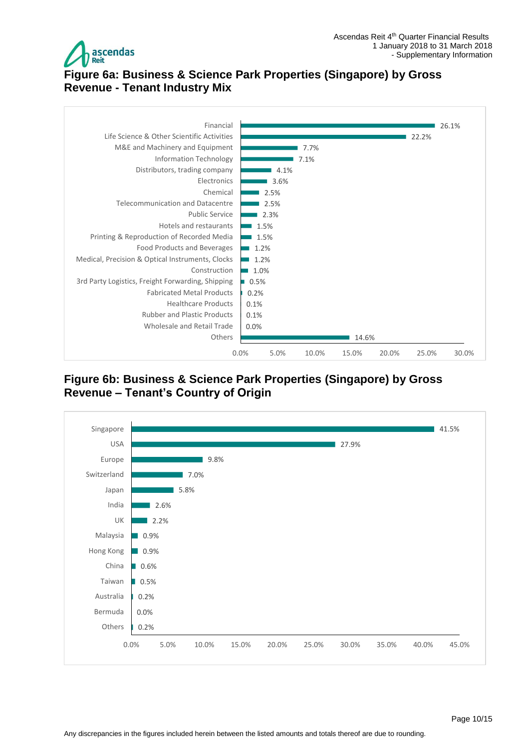## Figure 6a: Business & Science Park Properties (Singapore) by Gross Revenue - Tenant Industry Mix

| Tenant Industry | % of Gross Revenue |
|---|---|
| Financial | 26.1% |
| Life Science & Other Scientific Activities | 22.2% |
| M&E and Machinery and Equipment | 7.7% |
| Information Technology | 7.1% |
| Distributors, trading company | 4.1% |
| Electronics | 3.6% |
| Chemical | 2.5% |
| Telecommunication and Datacentre | 2.5% |
| Public Service | 2.3% |
| Hotels and restaurants | 1.5% |
| Printing & Reproduction of Recorded Media | 1.5% |
| Food Products and Beverages | 1.2% |
| Medical, Precision & Optical Instruments, Clocks | 1.2% |
| Construction | 1.0% |
| 3rd Party Logistics, Freight Forwarding, Shipping | 0.5% |
| Fabricated Metal Products | 0.2% |
| Healthcare Products | 0.1% |
| Rubber and Plastic Products | 0.1% |
| Wholesale and Retail Trade | 0.0% |
| Others | 14.6% |

## Figure 6b: Business & Science Park Properties (Singapore) by Gross Revenue – Tenant's Country of Origin

| Country of Origin | % of Gross Revenue |
|---|---|
| Singapore | 41.5% |
| USA | 27.9% |
| Europe | 9.8% |
| Switzerland | 7.0% |
| Japan | 5.8% |
| India | 2.6% |
| UK | 2.2% |
| Malaysia | 0.9% |
| Hong Kong | 0.9% |
| China | 0.6% |
| Taiwan | 0.5% |
| Australia | 0.2% |
| Bermuda | 0.0% |
| Others | 0.2% |

Any discrepancies in the figures included herein between the listed amounts and totals thereof are due to rounding.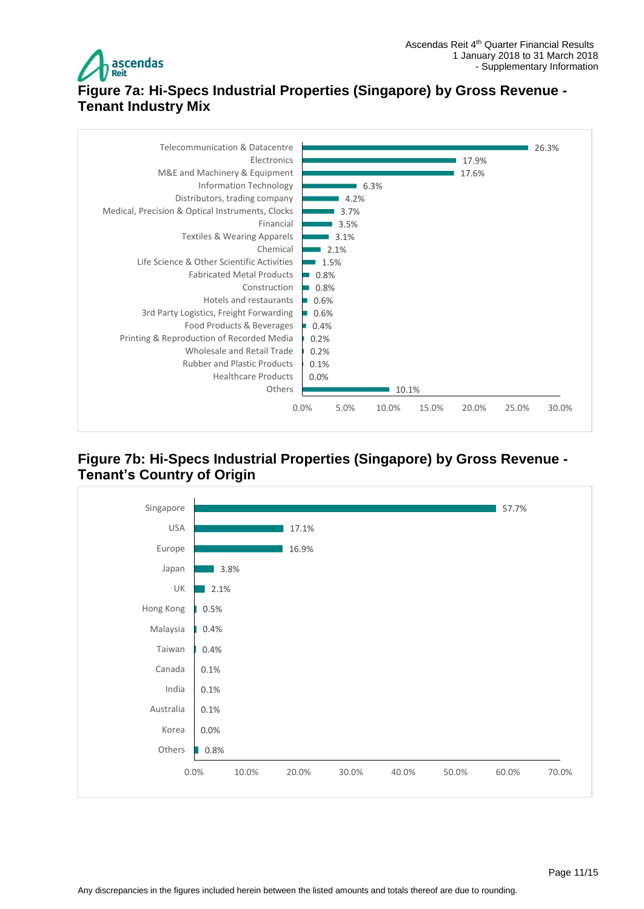## Figure 7a: Hi-Specs Industrial Properties (Singapore) by Gross Revenue - Tenant Industry Mix

| Tenant Industry | % |
|---|---|
| Telecommunication & Datacentre | 26.3% |
| Electronics | 17.9% |
| M&E and Machinery & Equipment | 17.6% |
| Information Technology | 6.3% |
| Distributors, trading company | 4.2% |
| Medical, Precision & Optical Instruments, Clocks | 3.7% |
| Financial | 3.5% |
| Textiles & Wearing Apparels | 3.1% |
| Chemical | 2.1% |
| Life Science & Other Scientific Activities | 1.5% |
| Fabricated Metal Products | 0.8% |
| Construction | 0.8% |
| Hotels and restaurants | 0.6% |
| 3rd Party Logistics, Freight Forwarding | 0.6% |
| Food Products & Beverages | 0.4% |
| Printing & Reproduction of Recorded Media | 0.2% |
| Wholesale and Retail Trade | 0.2% |
| Rubber and Plastic Products | 0.1% |
| Healthcare Products | 0.0% |
| Others | 10.1% |

## Figure 7b: Hi-Specs Industrial Properties (Singapore) by Gross Revenue - Tenant's Country of Origin

| Country of Origin | % |
|---|---|
| Singapore | 57.7% |
| USA | 17.1% |
| Europe | 16.9% |
| Japan | 3.8% |
| UK | 2.1% |
| Hong Kong | 0.5% |
| Malaysia | 0.4% |
| Taiwan | 0.4% |
| Canada | 0.1% |
| India | 0.1% |
| Australia | 0.1% |
| Korea | 0.0% |
| Others | 0.8% |

Any discrepancies in the figures included herein between the listed amounts and totals thereof are due to rounding.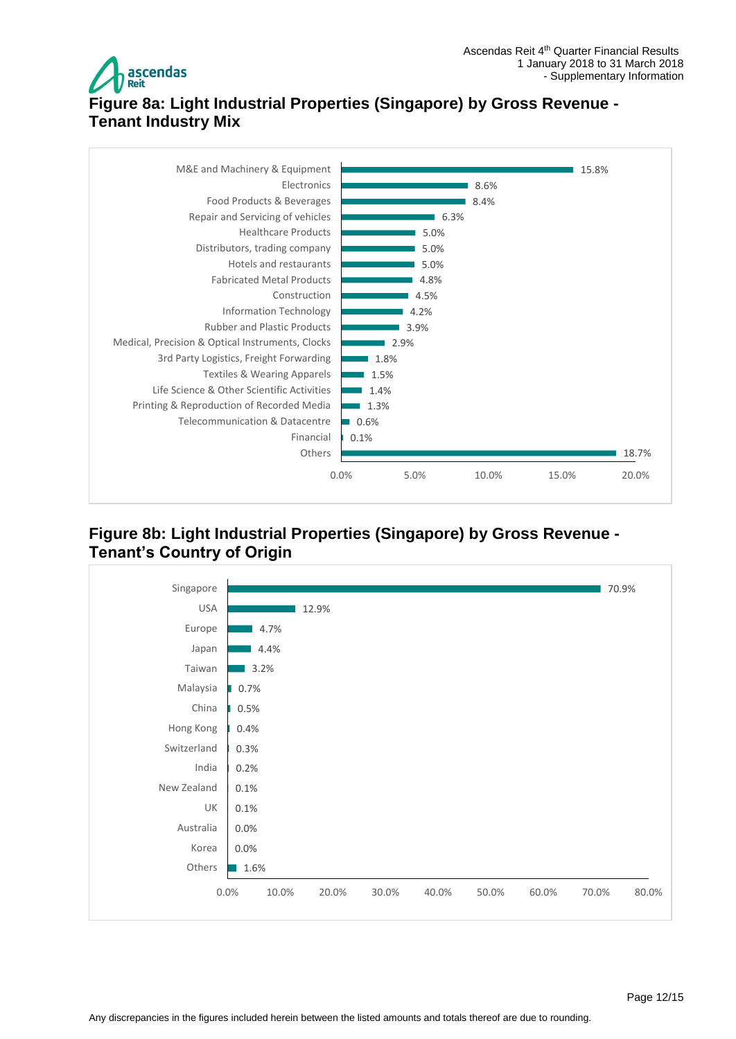## Figure 8a: Light Industrial Properties (Singapore) by Gross Revenue - Tenant Industry Mix

| Industry | % |
|---|---|
| M&E and Machinery & Equipment | 15.8% |
| Electronics | 8.6% |
| Food Products & Beverages | 8.4% |
| Repair and Servicing of vehicles | 6.3% |
| Healthcare Products | 5.0% |
| Distributors, trading company | 5.0% |
| Hotels and restaurants | 5.0% |
| Fabricated Metal Products | 4.8% |
| Construction | 4.5% |
| Information Technology | 4.2% |
| Rubber and Plastic Products | 3.9% |
| Medical, Precision & Optical Instruments, Clocks | 2.9% |
| 3rd Party Logistics, Freight Forwarding | 1.8% |
| Textiles & Wearing Apparels | 1.5% |
| Life Science & Other Scientific Activities | 1.4% |
| Printing & Reproduction of Recorded Media | 1.3% |
| Telecommunication & Datacentre | 0.6% |
| Financial | 0.1% |
| Others | 18.7% |

## Figure 8b: Light Industrial Properties (Singapore) by Gross Revenue - Tenant's Country of Origin

| Country | % |
|---|---|
| Singapore | 70.9% |
| USA | 12.9% |
| Europe | 4.7% |
| Japan | 4.4% |
| Taiwan | 3.2% |
| Malaysia | 0.7% |
| China | 0.5% |
| Hong Kong | 0.4% |
| Switzerland | 0.3% |
| India | 0.2% |
| New Zealand | 0.1% |
| UK | 0.1% |
| Australia | 0.0% |
| Korea | 0.0% |
| Others | 1.6% |

Any discrepancies in the figures included herein between the listed amounts and totals thereof are due to rounding.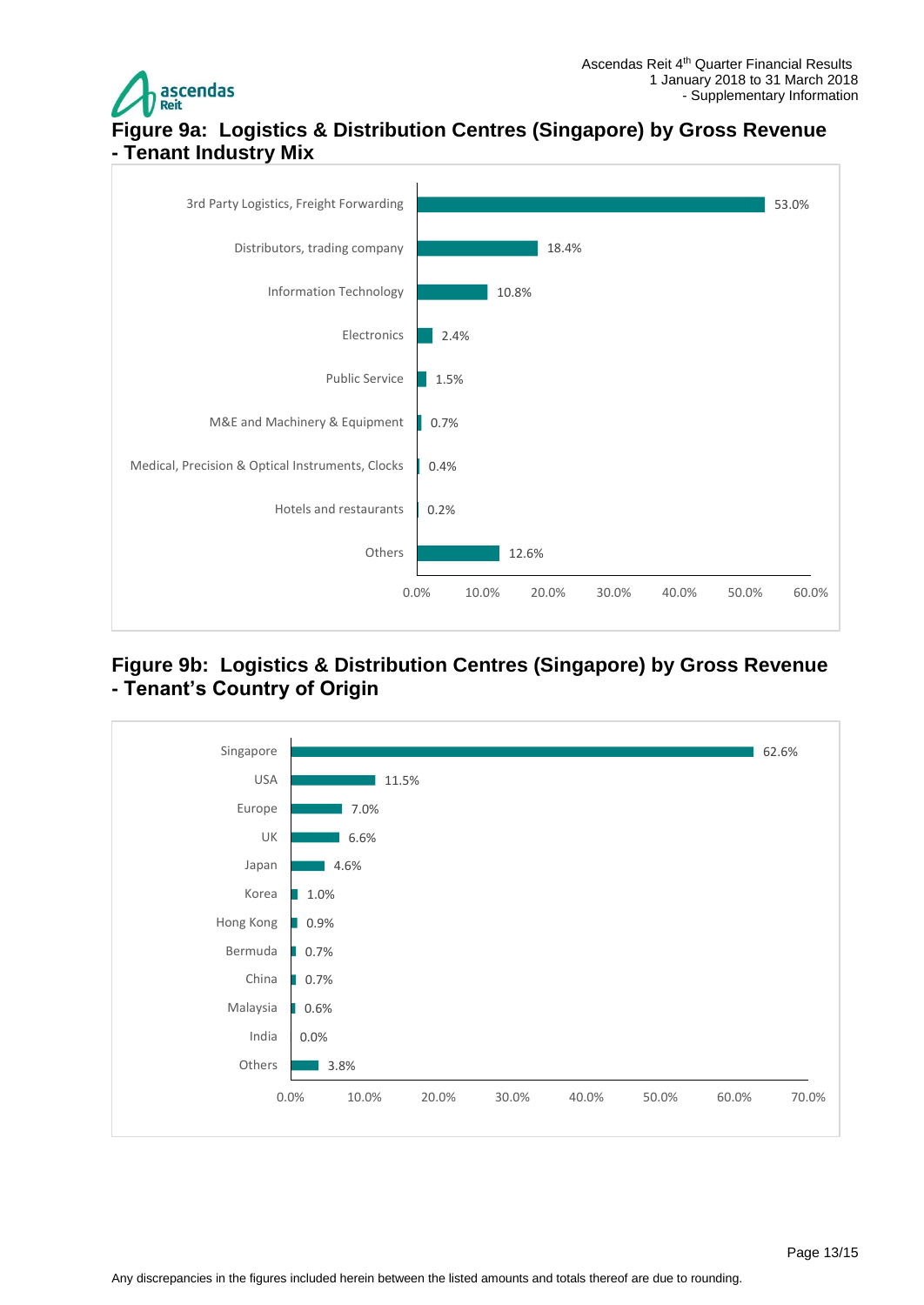## Figure 9a: Logistics & Distribution Centres (Singapore) by Gross Revenue - Tenant Industry Mix

| Tenant Industry | % of Gross Revenue |
|---|---|
| 3rd Party Logistics, Freight Forwarding | 53.0% |
| Distributors, trading company | 18.4% |
| Information Technology | 10.8% |
| Electronics | 2.4% |
| Public Service | 1.5% |
| M&E and Machinery & Equipment | 0.7% |
| Medical, Precision & Optical Instruments, Clocks | 0.4% |
| Hotels and restaurants | 0.2% |
| Others | 12.6% |

## Figure 9b: Logistics & Distribution Centres (Singapore) by Gross Revenue - Tenant's Country of Origin

| Country of Origin | % of Gross Revenue |
|---|---|
| Singapore | 62.6% |
| USA | 11.5% |
| Europe | 7.0% |
| UK | 6.6% |
| Japan | 4.6% |
| Korea | 1.0% |
| Hong Kong | 0.9% |
| Bermuda | 0.7% |
| China | 0.7% |
| Malaysia | 0.6% |
| India | 0.0% |
| Others | 3.8% |

Any discrepancies in the figures included herein between the listed amounts and totals thereof are due to rounding.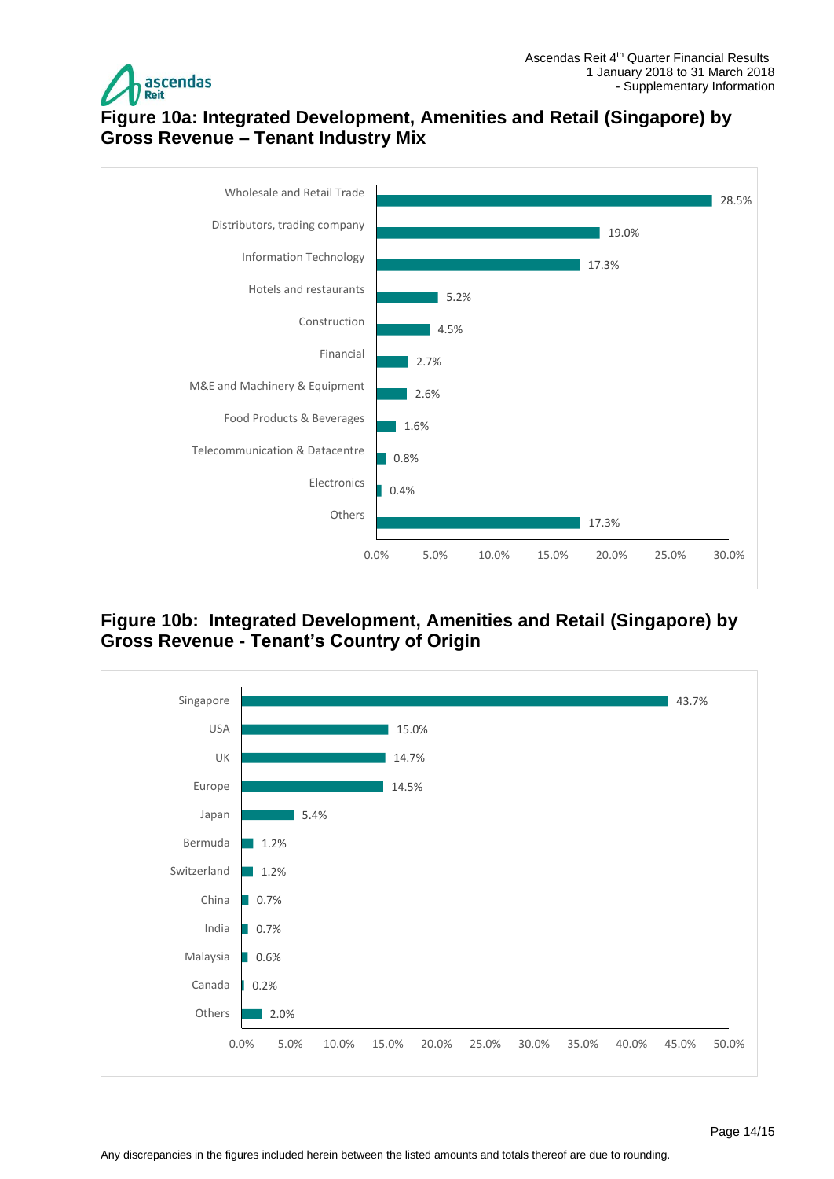## Figure 10a: Integrated Development, Amenities and Retail (Singapore) by Gross Revenue – Tenant Industry Mix

| Tenant Industry | Gross Revenue |
|---|---|
| Wholesale and Retail Trade | 28.5% |
| Distributors, trading company | 19.0% |
| Information Technology | 17.3% |
| Hotels and restaurants | 5.2% |
| Construction | 4.5% |
| Financial | 2.7% |
| M&E and Machinery & Equipment | 2.6% |
| Food Products & Beverages | 1.6% |
| Telecommunication & Datacentre | 0.8% |
| Electronics | 0.4% |
| Others | 17.3% |

## Figure 10b: Integrated Development, Amenities and Retail (Singapore) by Gross Revenue - Tenant's Country of Origin

| Country of Origin | Gross Revenue |
|---|---|
| Singapore | 43.7% |
| USA | 15.0% |
| UK | 14.7% |
| Europe | 14.5% |
| Japan | 5.4% |
| Bermuda | 1.2% |
| Switzerland | 1.2% |
| China | 0.7% |
| India | 0.7% |
| Malaysia | 0.6% |
| Canada | 0.2% |
| Others | 2.0% |

Any discrepancies in the figures included herein between the listed amounts and totals thereof are due to rounding.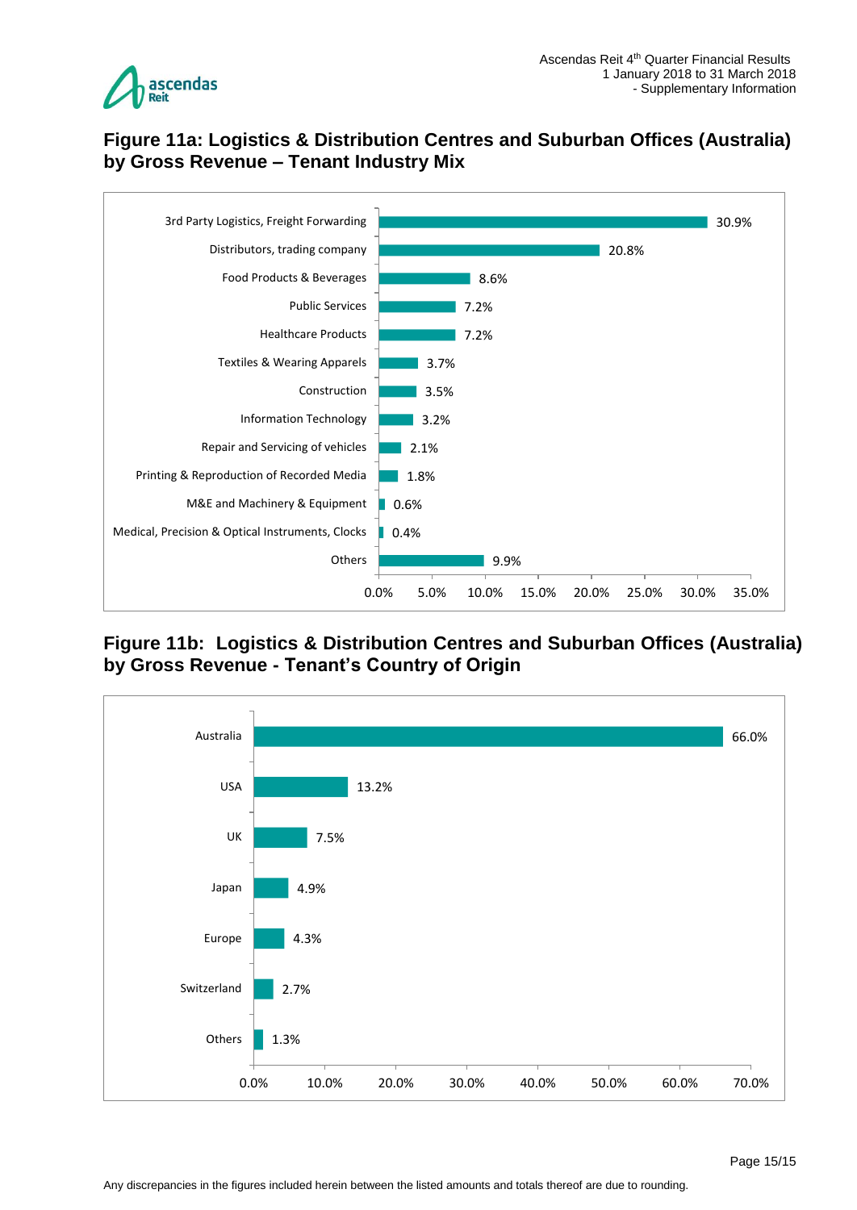## Figure 11a: Logistics & Distribution Centres and Suburban Offices (Australia) by Gross Revenue – Tenant Industry Mix

3rd Party Logistics, Freight Forwarding 30.9%
Distributors, trading company 20.8%
Food Products & Beverages 8.6%
Public Services 7.2%
Healthcare Products 7.2%
Textiles & Wearing Apparels 3.7%
Construction 3.5%
Information Technology 3.2%
Repair and Servicing of vehicles 2.1%
Printing & Reproduction of Recorded Media 1.8%
M&E and Machinery & Equipment 0.6%
Medical, Precision & Optical Instruments, Clocks 0.4%
Others 9.9%

0.0% 5.0% 10.0% 15.0% 20.0% 25.0% 30.0% 35.0%

## Figure 11b: Logistics & Distribution Centres and Suburban Offices (Australia) by Gross Revenue - Tenant's Country of Origin

Australia 66.0%
USA 13.2%
UK 7.5%
Japan 4.9%
Europe 4.3%
Switzerland 2.7%
Others 1.3%

0.0% 10.0% 20.0% 30.0% 40.0% 50.0% 60.0% 70.0%

Any discrepancies in the figures included herein between the listed amounts and totals thereof are due to rounding.